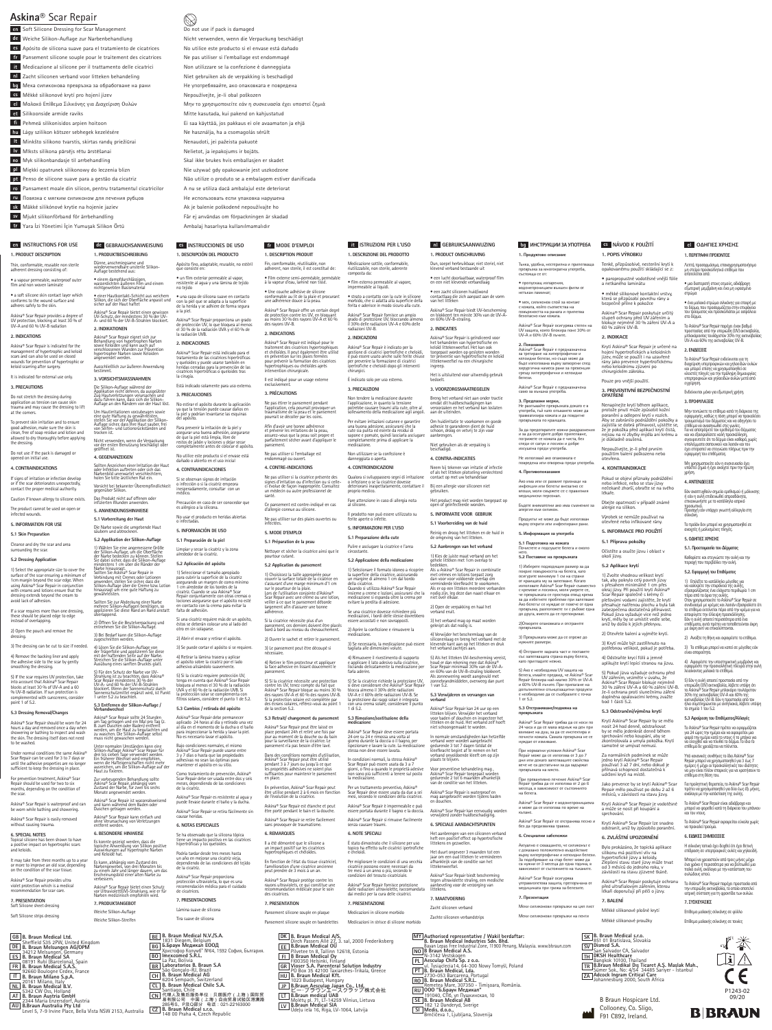# Askina® Scar Repair

| | | |
|---|---|---|
| en | Soft Silicone Dressing for Scar Management | Do not use if pack is damaged |
| de | Weiche Silikon-Auflage zur Narbenbehandlung | Nicht verwenden, wenn die Verpackung beschädigt |
| es | Apósito de silicona suave para el tratamiento de cicatrices | No utilice este producto si el envase está dañado |
| fr | Pansement silicone souple pour le traitement des cicatrices | Ne pas utiliser si l'emballage est endommagé |
| it | Medicazione al silicone per il trattamento delle cicatrici | Non utilizzare se la confezione è danneggiata |
| nl | Zacht siliconen verband voor litteken behandeling | Niet gebruiken als de verpakking is beschadigd |
| bg | Мека силиконова превръзка за обработване на рани | Не употребявайте, ако опаковката е повредена |
| cs | Měkké silikonové krytí pro hojení jizev | Nepoužívejte, je-li obal poškozen |
| el | Μαλακό Επίθεμα Σιλικόνης για Διαχείριση Ουλών | Μην το χρησιμοποιείτε εάν η συσκευασία έχει υποστεί ζημιά |
| et | Silikoonide armide raviks | Mitte kasutada, kui pakend on kahjustatud |
| fi | Pehmeä silikonisidos arpien hoitoon | Ei saa käyttää, jos pakkaus ei ole avaamaton ja ehjä |
| hu | Lágy szilikon kötszer sebhegek kezelésére | Ne használja, ha a csomagolás sérült |
| lt | Minkšto silikono tvarstis, skirtas randų priežiūrai | Nenaudoti, jei pažeista pakuotė |
| lv | Mīksts silikona pārsējs rētu ārstēšanai | Nelietot, ja iepakojums ir bojāts. |
| no | Myk silikonbandasje til arrbehandling | Skal ikke brukes hvis emballasjen er skadet |
| pl | Miękki opatrunek silikonowy do leczenia blizn | Nie używać gdy opakowanie jest uszkodzone |
| pt | Penso de silicone suave para a gestão da cicatriz | Não utilize o produto se a embalagem estiver danificada |
| ro | Pansament moale din silicon, pentru tratamentul cicatricilor | A nu se utiliza dacă ambalajul este deteriorat |
| ru | Повязка с мягким силиконом для лечения рубцов | Не использовать если упаковка нарушена |
| sk | Mäkké silikónové krytie na hojenie jaziev | Ak je balenie poškodené nepoužívajte ho |
| sv | Mjukt silikonförband för ärrbehandling | Får ej användas om förpackningen är skadad |
| tr | Yara İzi Yönetimi İçin Yumuşak Silikon Örtü | Ambalaj hasarlıysa kullanılmamalıdır |

## en INSTRUCTIONS FOR USE

### 1. PRODUCT DESCRIPTION

Thin, conformable, reusable non sterile adherent dressing consisting of:

- a vapour permeable, waterproof outer film and non woven laminate
- a soft silicone skin contact layer which conforms to the wound surface and adheres safely to the skin.

Askina® Scar Repair provides a degree of UV protection, blocking at least 30 % of UV-A and 60 % UV-B radiation

### 2. INDICATIONS

Askina® Scar Repair is indicated for the management of hypertrophic and keloid scars and can also be used on closed wounds for prevention of hypertrophic or keloid scarring after surgery.

It is indicated for external use only.

### 3. PRECAUTIONS

Do not stretch the dressing during application as tension can cause skin trauma and may cause the dressing to lift at the corners.

To prevent skin irritation and to ensure good adhesion, make sure the skin is clean, free of soap residue and lotion and allowed to dry thoroughly before applying the dressing.

Do not use if the pack is damaged or opened on initial use.

### 4. CONTRAINDICATIONS

If signs of irritation or infection develop or if the scar deteriorates unexpectedly, contact the proper medical authority.

Caution if known allergy to silicone exists.

The product cannot be used on open or infected wounds.

### 5. INFORMATION FOR USE

#### 5.1 Skin Preparation

Cleanse and dry the scar and area surrounding the scar.

#### 5.2 Dressing Application

1) Select the appropriate size to cover the surface of the scar ensuring a minimum of 1cm margin beyond the scar edge. When using Askina® Scar Repair in conjunction with creams and lotions ensure that the dressing extends beyond the cream to avoid lack of adhesion.

If a scar requires more than one dressing, these should be placed edge to edge instead of overlapping.

2) Open the pouch and remove the dressing.

3) The dressing can be cut to size if needed.

4) Remove the backing liner and apply the adhesive side to the scar by gently smoothing the dressing.

5) If the scar requires UV protection, take into account that Askina® Scar Repair blocks at least 30 % of UV-A and a 60 % UV-B radiation. If sun protection is complemented with sunscreens, consider point 1 of 5.2.

#### 5.3 Dressing Removal/Changes

Askina® Scar Repair should be worn for 24 hours a day and removed once a day when showering or bathing to inspect and wash the skin. The dressing itself does not need to be washed.

Under normal conditions the same Askina® Scar Repair can be used for 3 to 7 days or until the adhesive properties are no longer sufficient to keep the dressing in place.

For prevention treatment, Askina® Scar Repair should be used for two to six months, depending on the condition of the scar.

Askina® Scar Repair is waterproof and can be worn while bathing and showering.

Askina® Scar Repair is easily removed without causing trauma.

### 6. SPECIAL NOTES

Topical silicone has been shown to have a positive impact on hypertrophic scars and keloids.

It may take from three months up to a year or more to improve an old scar depending on the condition of the scar/lesion.

Askina® Scar Repair provides ultra violet protection which is a medical recommendation for scar care.

### 7. PRESENTATION

Soft Silicone sheet dressing

Soft Silicone strips dressing

## de GEBRAUCHSANWEISUNG

### 1. PRODUKTBESCHREIBUNG

Dünne, anschmiegsame und wiederverwendbare unsterile Silikon-Auflage bestehend aus:

- einem dampfdurchlässigen, wasserdichten äußeren Film und einem nichtgewebten Basismaterial
- einer Hautkontakt-Schicht aus weichem Silikon, die sich der Oberfläche anpasst und sicher auf der Haut haftet

Askina® Scar Repair bietet einen gewissen UV-Schutz, der mindestens 30 % der UV-A- und 60 % der UV-B-Strahlen blockiert.

### 2. INDIKATIONEN

Askina® Scar Repair eignet sich zur Behandlung von hypertrophen und Keloidnarben und kann auch auf verschlossenen Wunden zur Prävention hypertropher Narben sowie Keloiden angewendet werden.

Ausschließlich zur äußeren Anwendung bestimmt.

### 3. VORSICHTSMASSNAHMEN

Die Silikon-Auflage während der Applikation nicht dehnen, da ausgeübter Zug Hautverletzungen verursachen und dazu führen kann, dass sich die Silikon-Auflage an den Rändern von der Haut löst.

Um Hautirritationen vorzubeugen sowie eine gute Haftung zu gewährleisten, stellen Sie vor der Applikation der Silikon-Auflage sicher, dass Ihre Haut sauber, frei von Seifen- und Lotionsrückständen und trocken ist.

Nicht verwenden, wenn die Packung beschädigt ist oder vor dem ersten Benutzung beschädigt oder geöffnet ist.

### 4. GEGENANZEIGEN

Sollten Anzeichen einer Irritation der Haut oder Infektion auftreten oder sich das Narbenbild unerwartet verschlechtern, holen Sie bitte ärztlichen Rat ein.

Vorsicht bei bekannter Überempfindlichkeit gegenüber Silikon.

Das Produkt nicht auf offenen oder infizierten Wunden anwenden.

### 5. ANWENDUNGSHINWEISE

#### 5.1 Vorbereitung der Haut

Die Narbe sowie die umgebende Haut säubern und abtrocknen.

#### 5.2 Applikation der Silikon-Auflage

1) Wählen Sie eine angemessene Größe der Silikon-Auflage, um die Oberfläche der Narbe bedecken zu können. Stellen Sie dabei sicher, dass die Silikon-Auflage mindestens 1 cm über die Ränder der Narbe hinausragt.
Sollten Sie Askina® Scar Repair in Verbindung mit Cremes oder Lotionen anwenden, stellen Sie sicher, dass die Silikon-Auflage über den Creme bzw. Lotion hinausragt um eine gute Haftung zu gewährleisten.

Sollten Sie zur Abdeckung einer Narbe mehrere Silikon-Auflagen benötigen, so applizieren Sie diese Rand an Rand anstatt überlappend.

2) Öffnen Sie die Beutelverpackung und entnehmen Sie die Silikon-Auflage.

3) Bei Bedarf kann die Silikon-Auflage zugeschnitten werden.

4) Lösen Sie die Silikon-Auflage von der Trägerfolie und applizieren Sie diese mit der haftenden Seite auf der Narbe. Streichen Sie die Silikon-Auflage unter Ausübung eines sanften Druckes glatt.

5) Für den Schutz der Narbe vor UV-Strahlung ist zu beachten, dass Askina® Scar Repair mindestens 30 % der UV-A- und 60 % der UV-B-Strahlen blockiert. Wenn der Sonnenschutz durch Sonnenschutzmittel ergänzt wird, ist Punkt 1 unter 5.2 zu beachten.

#### 5.3 Entfernen der Silikon-Auflage / Verbandwechsel

Askina® Scar Repair sollte 24 Stunden am Tag getragen und ein Mal pro Tag (z. B. zum Duschen oder Baden) entfernt werden, um die Haut zu begutachten und zu waschen. Die Silikon-Auflage selbst muss nicht gewaschen werden.

Unter normalen Umständen kann eine Silikon-Auflage Askina® Scar Repair für drei bis sieben Tage verwendet werden, bis frühere Weitere Haftung nicht mehr, wenn die Haftungseigenschaften nicht mehr ausreichen, um die Silikon-Auflage auf der Haut zu fixieren.

Zur vorbeugenden Behandlung sollte Askina® Scar Repair, abhängig vom Zustand der Narbe, für zwei bis sechs Monate angewendet werden.

Askina® Scar Repair ist wasserabweisend und kann während dem Baden oder Duschen getragen werden.

Askina® Scar Repair kann einfach und ohne Verursachung von Verletzungen entfernt werden.

### 6. BESONDERE HINWEISE

Es konnte gezeigt werden, dass die topische Anwendung von Silikon positive Auswirkungen auf hypertrophe Narben und Keloide hat.

Es kann, abhängig vom Zustand des Narbengewebes, von drei Monaten bis zu einem Jahr und länger dauern, um das Erscheinungsbild einer alten Narbe zu verbessern.

Askina® Scar Repair bietet einen Schutz vor Ultraviolett(UV)-Strahlung, wie er für Narben medizinisch empfohlen wird.

### 7. PRODUKTANGEBOT

Weiche Silikon-Auflage

Weiche Silikon-Streifen

## es INSTRUCCIONES DE USO

### 1. DESCRIPCIÓN DEL PRODUCTO

Apósito fino, adaptable, reusable, no estéril que consiste en:

- un film exterior permeable al vapor, resistente al agua y una lámina de tejido no tejido
- una capa de silicona suave en contacto con la piel que se adapta a la superficie de la herida y se adhiere de forma segura a la piel.

Askina® Scar Repair proporciona un grado de protección UV, lo que bloquea al menos el 30 % de la radiación UVA y el 60 % de la radiación UVB.

### 2. INDICACIONES

Askina® Scar Repair está indicado para el tratamiento de las cicatrices hipertróficas y queloides y puede usarse también en heridas cerradas para la prevención de las cicatrices hipertróficas o queloides tras la cirugía.

Está indicado solamente para uso externo.

### 3. PRECAUCIONES

No estirar el apósito durante la aplicación ya que la tensión puede causar daños en la piel y podrían levantarse las esquinas del apósito.

Para prevenir la irritación de la piel y asegurar una buena adhesión, asegurarse de que la piel está limpia, libre de restos de jabón y lociones y dejar secar completamente antes de colocar el apósito.

No utilice este producto si el envase está dañado o abierto en el uso inicial.

### 4. CONTRAINDICACIONES

Si se observan signos de irritación o infección o si la cicatriz empeora inesperadamente, consultar con un médico.

Precaución en caso de ser conocedor que es alérgico a la silicona.

No usar el producto en heridas abiertas o infectadas.

### 5. INFORMACIÓN DE USO

#### 5.1 Preparación de la piel

Limpiar y secar la cicatriz y la zona alrededor de la cicatriz.

#### 5.2 Aplicación del apósito

1) Seleccionar el tamaño apropiado para cubrir la superficie de la cicatriz asegurando un margen de como mínimo 1 cm alrededor de los bordes de la cicatriz. Cuando se usa Askina® Scar Repair conjuntamente con otras cremas o lociones asegurarse que el apósito no esté en contacto con la crema para evitar la falta de adhesión.

Si una cicatriz requiere más de un apósito, éstos se deberán colocar uno al lado del otro en sin solaparse.

2) Abrir el envase y retirar el apósito.

3) Se puede cortar el apósito si se requiere.

4) Retirar la lámina trasera y aplicar el apósito sobre la cicatriz por el lado adhesivo alisándolo suavemente.

5) Si la cicatriz requiere protección UV, tenga en cuenta que Askina® Scar Repair bloquea al menos el 30 % de la radiación UVA y el 60 % de la radiación UVB. Si la protección solar se complementa con filtros solares, considere el punto 1 de 5.2.

#### 5.3 Cambios / retirada del apósito

Askina® Scar Repair debe permanecer aplicado 24 horas al día y retirado una vez al día en el momento de la ducha o el baño para inspeccionar la herida y lavar la piel. No es necesario lavar el apósito.

Bajo condiciones normales, el mismo Askina® Scar Repair puede usarse entre 3 y 7 días o hasta que las propiedades adhesivas no sean las suficientes para mantener el apósito en su sitio.

Como tratamiento de prevención, Askina® Scar Repair debe ser usada entre dos y seis meses, dependiendo de las condiciones de la cicatriz.

Askina® Scar Repair es resistente al agua y puede llevarse durante el baño y la ducha.

Askina® Scar Repair se retira fácilmente sin causar heridas.

### 6. NOTAS ESPECIALES

Se ha observado que la silicona tópica tiene un impacto positivo en las cicatrices hipertróficas y los queloides.

Podría tardar desde tres meses hasta un año en mejorar una cicatriz vieja, dependiendo de las condiciones del tejido de la cicatriz.

Askina® Scar Repair proporciona protección ultravioleta, lo que es una recomendación médica para el cuidado de cicatrices.

### 7. PRESENTACIONES

Lámina suave de silicona

Tira suave de silicona

## fr MODE D'EMPLOI

### 1. DESCRIPTION PRODUIT

Fin, conformable, réutilisable, non adhérent, non stérile, il est constitué de:

- Film externe semi-perméable, perméable à la vapeur d'eau, laminé non tissé.
- Une couche adhésive de silicone conformable au lit de la plaie et procurant une adhérence douce à la peau.

Askina® Scar Repair offre un certain degré de protection contre les UV, en bloquant au moins 30 % des rayons UV-A et 60 % des rayons UV-B.

### 2. INDICATIONS

Askina® Scar Repair est indiqué pour le traitement des cicatrices hypertrophiques et chéloïdes. Il peut également être utilisé en prévention sur les plaies fermées pour prévenir la formation des cicatrices hypertrophiques ou chéloïdes après intervention chirurgicale.

Il est indiqué pour un usage externe exclusivement.

### 3. PRÉCAUTIONS

Ne pas étirer le pansement pendant l'application, cela pourrait provoquer un traumatisme de la peau et le pansement pourrait se décoller par les coins.

Afin d'avoir une bonne adhérence et prévenir les irritations de la peau, assurez-vous que la peau soit propre et parfaitement sèche avant d'appliquer le pansement.

Ne pas utiliser si l'emballage est endommagé ou ouvert.

### 4. CONTRE-INDICATIONS

Ne pas utiliser si la cicatrice présente des signes d'irritation ou d'infection ou si celle-ci évolue de façon inappropriée. Consultez un médecin ou autre professionnel de santé.

Ce pansement est contre-indiqué en cas d'allergie connue au silicone.

Ne pas utiliser sur des plaies ouvertes ou infectées.

### 5. MODE D'EMPLOI

#### 5.1 Préparation de la peau

Nettoyer et sécher la cicatrice ainsi que le pourtour cutané.

#### 5.2 Application du pansement

1) Choisissez la taille appropriée pour couvrir la surface totale de la cicatrice en s'assurant d'une marge minimum d'1 cm sur le pourtour de la plaie.
Lors de l'utilisation conjointe d'Askina® Scar Repair avec une crème ou une lotion, veillez à ce que le pansement déborde largement afin d'assurer une bonne adhérence.

Si la cicatrice nécessite plus d'un pansement, ces derniers doivent être placés bord à bord au niveau du chevauchement.

2) Ouvrer le sachet et retirer le pansement.

3) Le pansement peut être découpé si nécessaire.

4) Retirer le film protecteur et appliquer la face adhésive en lissant doucement le pansement.

5) Si la cicatrice nécessite une protection contre les UV, tenez compte du fait que Askina® Scar Repair bloque au moins 30 % des rayons UV-A et 60 % des rayons UV-B. Si la protection solaire est complétée par des écrans solaires, référez-vous au point 1 de la section 5.2.

#### 5.3 Retrait/ changement du pansement

Askina® Scar Repair peut être laissé en place pendant 24h et retiré une fois par jour au moment de la douche ou du bain pour la surveillance de la cicatrice. Le pansement n'a pas besoin d'être lavé.

Dans des conditions normales d'utilisation, Askina® Scar Repair peut être utilisé pendant 3 à 7 jours ou jusqu'à ce que les propriétés adhésives ne soient plus suffisantes pour maintenir le pansement en place.

En prévention, Askina® Scar Repair peut être utilisé pendant 2 à 6 mois en fonction de l'évolution de la cicatrice.

Askina® Scar Repair est étanche et peut être porté pendant le bain et la douche.

Askina® Scar Repair se retire facilement sans provoquer de traumatisme.

### 6. REMARQUES

Il a été démontré que le silicone a un impact positif sur les cicatrices hypertrophiques et chéloïdes.

En fonction de l'état du tissue cicatriciel, l'amélioration d'une cicatrice ancienne peut prendre de 3 mois à un an.

Askina® Scar Repair protège contre les rayons ultraviolets, ce qui constitue une recommandation médicale pour le soin des cicatrices.

### 7. PRÉSENTATION

Pansement silicone souple en plaque

Pansement silicone souple en bandelettes

## it ISTRUZIONI PER L'USO

### 1. DESCRIZIONE DEL PRODOTTO

Medicazione sottile, conformabile, riutilizzabile, non sterile, aderente composta da:

- film esterno permeabile al vapore, impermeabile ai liquidi.
- strato a contatto con la cute in silicone morbido, che si adatta alla superficie della ferita e aderisce in modo sicuro alla cute.

Askina® Scar Repair fornisce un ampio grado di protezione UV, bloccando almeno il 30% delle radiazioni UV-A e 60% delle radiazioni UV-B.

### 2. INDICAZIONI

Askina® Scar Repair è indicato per la gestione di cicatrici ipertrofiche e cheloidi, e può essere usato anche sulle ferite chiuse per prevenire la formazione di cicatrici ipertrofiche e cheloidi dopo gli interventi chirurgici.

È indicato solo per uso esterno.

### 3. PRECAUZIONI

Non tendere la medicazione durante l'applicazione, in quanto la tensione potrebbe causare traumi alla cute, oltre al sollevamento della medicazione agli angoli.

Per evitare irritazioni cutanee e garantire una buona adesione, assicurarsi che la cute sia pulita ed esente da residui di sapone e pomate, quindi lasciarla asciugare completamente prima di applicare la medicazione.

Non utilizzare se la confezione è danneggiata o aperta.

### 4. CONTROINDICAZIONI

Qualora si sviluppassero segni di irritazione o infezione o se la cicatrice dovesse deteriorarsi inaspettatamente, contattare il proprio medico.

Fare attenzione in caso di allergia nota al silicone.

Il prodotto non può essere utilizzato su ferite aperte o infette.

### 5. INFORMAZIONI PER L'USO

#### 5.1 Preparazione della cute

Pulire e asciugare la cicatrice e l'area circostante.

#### 5.2 Applicazione della medicazione

1) Selezionare il formato idoneo a ricoprire la superficie della cicatrice, assicurando un margine di almeno 1 cm dal bordo della cicatrice.
Quando si utilizza Askina® Scar Repair insieme a creme e lozioni, assicurarsi che la medicazione si espanda oltre la crema per evitare la perdita di adesione.

Se una cicatrice dovesse richiedere più medicazioni, i bordi delle stesse dovrebbero essere accostati e non sovrapposti.

2) Aprire la confezione e rimuovere la medicazione.

3) Se necessario, la medicazione può essere tagliata alle dimensioni volute.

4) Rimuovere il rivestimento di supporto e applicare il lato adesivo sulla cicatrice, lisciando delicatamente la medicazione per farla aderire.

5) Se la cicatrice richiede la protezione UV, si deve considerare che Askina® Scar Repair blocca almeno il 30% delle radiazioni UV-A e il 60% delle radiazioni UV-B. Se la protezione dai raggi solari è integrata con una crema solare, considerare il punto 1 di 5.2.

#### 5.3 Rimozione/sostituzione della medicazione

Askina® Scar Repair deve essere portata 24 ore su 24 e rimossa una volta al giorno durante la doccia o il bagno, per ispezionare e lavare la cute. La medicazione stessa non deve essere lavata.

In condizioni normali, la stessa Askina® Scar Repair può essere usata da 3 a 7 giorni, o fino a quando le proprietà adesive non sono più sufficienti a mantenere in posizione la medicazione.

Per un trattamento preventivo, Askina® Scar Repair deve essere usata da due a sei mesi, secondo le condizioni della cicatrice.

Askina® Scar Repair è impermeabile e può essere portata durante il bagno e la doccia.

Askina® Scar Repair si rimuove facilmente senza causare traumi.

### 6. NOTE SPECIALI

È stato dimostrato che il silicone per uso topico ha effetto sulle cicatrici ipertrofiche e cheloidi.

Per migliorare le condizioni di una vecchia cicatrice possono essere necessari da tre mesi a un anno o più, secondo le condizioni del tessuto cicatriziale.

Askina® Scar Repair fornisce protezione dalle radiazioni ultraviolette, raccomandata dai medici per la cura delle cicatrici.

### 7. PRESENTAZIONE

Medicazione in silicone morbido

Medicazioni in strisce di silicone morbido

## nl GEBRUIKSAANWIJZING

### 1. PRODUCT OMSCHRIJVING

Dun, soepel herbruikbaar, niet steriel, niet klevend verband bestaande uit

- een lucht doorlaatbaar, waterproof film en een niet klevende verbandlaag
- een zacht siliconen huidlaag die zich aanpast aan de vorm van het litteken

Askina® Scar Repair biedt UV-bescherming en blokkeert ten minste 30% van de UV-A- en 60% UV-B-straling.

### 2. INDICATIES

Askina® Scar Repair is geïndiceerd voor het behandelen van hypertrofische en keloïd littekenweefsel. Het kan ook toegepast worden op gesloten wonden ter preventie van hypertrofische en keloïd littekenweefsel na een chirurgische ingreep.

Het is uitsluitend voor uitwendig gebruik bedoeld.

### 3. VOORZORGSMAATREGELEN

Breng het verband niet aan onder tractie omdat dit huidbeschadigingen kan veroorzaken en het verband kan loslaten aan de uiteinden.

Om huidirritatie te voorkomen en goede adhesie te garanderen dient de huid schoon, droog en vetvrij te zijn voor aanbrengen.

Niet gebruiken als de verpakking is beschadigd.

### 4. CONTRA-INDICATIES

Neem bij tekenen van irritatie of infectie of als het litteken plotseling verslechterd contact op met uw behandelaar

Bij een allergie voor siliconen niet gebruiken.

Het product mag niet worden toegepast op open of geïnfecteerde wonden.

### 5. INFORMATIE VOOR GEBRUIK

#### 5.1 Voorbereiding van de huid

Reinig en droog het litteken en de huid in de omgeving van het litteken.

#### 5.2 Aanbrengen van het verband

1) Kies de juiste maat verband om het gehele litteken met 1cm overlap te bedekken.
Als u Askina® Scar Repair in combinatie met crèmes en lotions toepast zorg dan voor voor voldoende overlap om verminderde kleefkracht te voorkomen.
Als er op een litteken meerdere verbanden nodig zijn, leg deze dan naast elkaar en niet over elkaar.

2) Open de verpakking en haal het verband eruit.

3) Het verband mag op maat worden geknipt als dat nodig is.

4) Verwijder het beschermlaag van de siliconenlaag en breng het verband met de klevende kant aan op het litteken en druk het verband zachtjes aan.

5) Als het litteken UV-bescherming vereist, houd er dan rekening mee dat Askina® Scar Repair minimaal 30% van de UV-A- en 60% van de UV-B-straling blokkeert. Als zonnewering wordt aangevuld met zonnebrandmiddelen, overweeg dan punt 1 van 5.2.

#### 5.3 Verwijderen en vervangen van verband

Askina® Scar Repair kan 24 uur op een litteken blijven. Verwijder het verband voor baden of douchen en inspecteer het litteken en de huid. Het verband zelf hoeft niet schoongemaakt te worden.

In normale omstandigheden kan hetzelfde verband weer worden aangebracht gedurende 3 tot 7 dagen totdat de kleefkracht begint af te nemen en het verband onvoldoende kleeft om op zijn plaats te blijven.

Voor preventieve behandeling mag Askina® Scar Repair toegepast worden gedurende 2 tot 6 maanden afhankelijk van de conditie van het litteken.

Askina® Scar Repair is waterproof en mag aangebracht worden tijdens baden en douchen.

Askina® Scar Repair kan eenvoudig worden verwijderd zonder huidbeschadiging.

### 6. SPECIALE AANDACHTSPUNTEN

Het aanbrengen van een siliconen verband heeft een positief effect op hypertrofische littekens en keloiden.

Het duurt ongeveer 3 maanden tot een jaar om een oud litteken te verminderen afhankelijk van de conditie van het littekenweefsel.

Askina® Scar Repair biedt bescherming tegen ultraviolette straling, een medische aanbeveling voor de verzorging van littekens.

### 7. MAATVOERING

Zacht siliconen verband

Zachte siliconen verbandstrips

## bg ИНСТРУКЦИИ ЗА УПОТРЕБА

### 1. Продуктово описание

Тънка, удобна, нестерилна и прилепваща превръзка за многократна употреба, състояща се от:

- пропускащ изпарения, водонепромокаем външен филм от нетъкан ламинат;
- мек, силиконов слой за контакт с кожата, който съответства на повърхността на раната и прилепва безопасно към кожата.

Askina® Scar Repair осигурява степен на UV защита, която блокира поне 30% от UV-A и 60% UV-B лъчите.

### 2. Показания

Askina® Scar Repair е предназначена за третиране на хипертрофични и келоидни белези, но също може да бъде използвана върху затворени след хирургична намеса рани за превенция срещу хипертрофични и келоидни белези.

Askina® Scar Repair е предназначена само за външна употреба.

### 3. Предпазни мерки,

Не разтягайте превръзката докато я употребявате, тъй като опъването може да травматизира кожата и да повдигне превръзката по краищата.

За да предотвратите кожни раздразнения и за да осигурите добро прилепване, погрижете се кожата да е чиста, без следи от сапун и лосион и добре изсъхнала преди употреба.

Не използвайте ако опаковката е повредена или отворена преди употреба.

### 4. Противопоказания

Ако има или се развият признаци на инфекция или белегът внезапно се влоши, моля свържете се с правилния медицински персонал.

Бъдете внимателни ако има съмнение за алергия към силикон.

Продуктът не може да бъде използван върху открити или инфектирани рани.

### 5. Информация за употреба

#### 5.1 Подготовка на кожата

Почистете и подсушете белега и около него.

#### 5.2 Поставяне на превръзката

1) Изберете подходящия размер за да покрие повърхността на белега, като осигурите минимум 1 см на страни от краищата му за залепване. Когато използвате Askina® Scar Repair съвместно с кремове и лосиони, моля уверете се, че превръзката се простира отвъд крема за да избегнете проблеми при залепване.
Ако белегът се нуждае от повече от една превръзка, поставете ги с ръбове една до друга, вместо да се препокриват.

2) Отворете опаковката и отстранете превръзката.

3) Превръзката може да се отреже до нужните размери.

4) Отстранете задната част и поставете със залепващата страна върху белега, като приглаждате нежно.

5) Ако е необходима UV защита на белега, имайте предвид, че Askina® Scar Repair блокира най-малко 30% от UV-A и 60% UV-B лъчите. При прилагане на допълнителна слънцезащитна продукти е необходимо да се съобразите с точка 1 от 5.2.

#### 5.3 Отстраняване/подмяна на превръзката

Askina® Scar Repair трябва да се носи по 24-часа и да се сваля веднъж на ден при къпане на душ, за да се инспектира и почисти кожата. Самата превръзка не се нуждае от измиване.

При нормални условия Askina® Scar Repair може да се използва от 3 до 7 дни или докато залепващите свойства вече не са достатъчни за да задържат превръзката на място.

При превантивно лечение Askina® Scar Repair трябва да се използва от 2 до 6 месеца, в зависимост от състоянието на белега.

Askina® Scar Repair е водонепромокаема и може да се използва по време на къпане.

Askina® Scar Repair се отстранява лесно и без да травматизира тъканите.

### 6. Специални забележки

Актуално е доказано, че силиконът е с доказано положително въздействие върху хипертрофични и келоидни белези. За подобряване на стар белег може да са нужни от 3 месеца до една година, в зависимост от състоянието на тъканите.

Askina® Scar Repair осигурява ултравиолетова защита, препоръчана от медицински при грижа за белезите.

### 7. Презентация

Меки силиконови превръзки на лист

Меки силиконови превръзки на ленти

## cs NÁVOD K POUŽITÍ

### 1. POPIS VÝROBKU

Tenké, přizpůsobivé, nesterilní krytí k opakovanému použití skládající se z:

- paropropustné voděodolné vnější fólie a netkaného laminátu
- měkké silikonové kontaktní vrstvy, která se přizpůsobí povrchu rány a bezpečně přilne k pokožce

Askina® Scar Repair poskytuje určitý stupeň ochrany před UV zářením a blokuje nejméně 30 % záření UV-A a 60 % záření UV-B.

### 2. INDIKACE

Krytí Askina® Scar Repair je určené na hojení hypertrofických a keloidních jizev, může se použít i na uzavřené rány jako prevence hypertrofického nebo keloidního zjizvení po chirurgickém zákroku.

Pouze pro vnější použití.

### 3. PREVENTIVNÍ BEZPEČNOSTNÍ OPATŘENÍ

Nenapínejte krytí během aplikace, protože pnutí může způsobit kožní poranění a odlepení krytí v rozích.
Aby se zabránilo podráždění pokožky a zajistila se dobrá přilnavost, ujistěte se, že je pokožka před aplikací krytí čistá, nejsou na ní zbytky mýdla ani krému a je důkladně osušená.

Nepoužívejte, je-li před prvním použitím balení poškozeno nebo otevřeno.

### 4. KONTRAINDIKACE

Pokud se objeví příznaky podráždění nebo infekce, nebo se stav jizvy nečekaně zhorší, obraťte se na svého lékaře.

Dbejte opatrnosti v případě známé alergie na silikon.

Výrobek se nesmí používat na otevřené nebo infikované rány.

### 5. INFORMACE PRO POUŽITÍ

#### 5.1 Příprava pokožky

Očistěte a osušte jizvu i oblast v okolí jizvy.

#### 5.2 Aplikace krytí

1) Zvolte vhodnou velikost krytí tak, aby pokrylo celý povrch jizvy s přesahem minimálně 1 cm přes okraj jizvy. Při použití krytí Askina® Scar Repair společně s krémy či pleťovými vodami zajistěte, že krytí přesahuje nad krém, protože by byla tak zabezpečena dostatečná přilnavost.
Pokud jizva vyžaduje více než jedno krytí, měly by se umístit vedle sebe, aniž by došlo k jejich překryvu.

2) Otevřete balení a vyjměte krytí.

3) Krytí může být zastřihnuto na potřebnou velikost, pokud je potřeba.

4) Odstraňte krycí fólii a jemně aplikujte krytí lepicí stranou na jizvu.

5) Pokud jizva vyžaduje ochranu před UV zářením, vezměte v úvahu, že Askina® Scar Repair blokuje nejméně 30 % záření UV-A a 60 % záření UV-B. Je-li ochrana proti slunečnímu záření doplněna opalovacími krémy, zvažte bod 1 části 5.2.

#### 5.3 Odstranění/výměna krytí

Krytí Askina® Scar Repair by se mělo nosit 24 hod denně, odstraňovat by se mělo jedenkrát denně během sprchování nebo koupání, aby se zkontrolovala a umyla pokožka. Krytí samotné se umývat nemusí.

Za normálních podmínek se může jedno krytí Askina® Scar Repair používat 3 až 7 dní, nebo dokud je přilnavá schopnost dostatečná k udržení krytí na místě.

Jako prevence by se krytí Askina® Scar Repair mělo používat po dobu 2 až 6 měsíců, v závislosti na stavu jizvy.

Krytí Askina® Scar Repair je voděodolné a může se nosit při koupání a sprchování.

Krytí Askina® Scar Repair lze snadno odstranit, aniž by způsobilo poranění.

### 6. ZVLÁŠTNÍ UPOZORNĚNÍ

Bylo prokázáno, že topický aplikace silikonu má pozitivní vliv na hypertrofické jizvy a keloidy. Zlepšení stavu staré jizvy může trvat od 3 měsíců do jednoho roku, v závislosti na stavu jizvové tkáně.

Askina® Scar Repair poskytuje ochranu před ultrafialovým zářením, kterou lékaři doporučují při péči o jizvy.

### 7. BALENÍ

Měkké silikonové ploché krytí

Měkké silikonové proužky

## el ΟΔΗΓΙΕΣ ΧΡΗΣΗΣ

### 1. ΠΕΡΙΓΡΑΦΗ ΠΡΟΪΟΝΤΟΣ

Λεπτό, προσαρμόσιμο, επαναχρησιμοποιήσιμο μη στείρο προσκολλητικό επίθεμα που αποτελείται από:

- μια διαπερατή στους ατμούς, αδιάβροχη εξωτερική μεμβράνη και ένα μη υφασμένο στρώμα
- ένα μαλακό στρώμα σιλικόνης για επαφή με το δέρμα, που προσαρμόζεται στην επιφάνεια του τραύματος και προσκολλάται με ασφάλεια στο δέρμα.

Το Askina® Scar Repair παρέχει έναν βαθμό προστασίας από την υπεριώδη (UV) ακτινοβολία, μπλοκάροντας τουλάχιστον 30% της ακτινοβολίας UV-A και 60% της ακτινοβολίας UV-B.

### 2. ΕΝΔΕΙΞΕΙΣ

Το Askina® Scar Repair ενδείκνυται για τη διαχείριση υπερτροφικών και χηλοειδών ουλών και μπορεί επίσης να χρησιμοποιηθεί σε κλειστές πληγές για την πρόληψη δημιουργίας υπερτροφικών και χηλοειδών ουλών μετά από εγχείρηση.

Ενδείκνυται μόνο για εξωτερική χρήση.

### 3. ΠΡΟΦΥΛΑΞΕΙΣ

Μην τεντώνετε το επίθεμα κατά τη διάρκεια της εφαρμογής, καθώς η τάση μπορεί να προκαλέσει τραυματισμό του δέρματος και να οδηγήσει το επίθεμα να ανασηκωθεί στις γωνίες.
Για να αποτρέψετε τον ερεθισμό του δέρματος και να εξασφαλίσετε καλή προσκόλληση, σιγουρευτείτε ότι το δέρμα είναι καθαρό, χωρίς υπολείμματα σαπουνιού και λοσιόν και έχει στεγνώσει καλά πριν την εφαρμογή του επιθέματος.

Μη χρησιμοποιείτε εάν η συσκευασία έχει υποστεί ζημιά ή έχει ανοιχτεί πριν την πρώτη χρήση.

### 4. ΑΝΤΕΝΔΕΙΞΕΙΣ

Εάν αναπτυχθούν σημεία ερεθισμού ή μόλυνσης ή εάν η ουλή επιδεινωθεί απροσδόκητα, επικοινωνήστε με το κατάλληλο ιατρικό προσωπικό.
Προσοχή εάν υπάρχει γνωστή αλλεργία στη σιλικόνη.

Το προϊόν δεν μπορεί να χρησιμοποιηθεί σε ανοιχτές ή μολυσμένες πληγές.

### 5. ΟΔΗΓΙΕΣ ΧΡΗΣΗΣ

#### 5.1 Προετοιμασία του Δέρματος

Καθαρίστε και στεγνώστε την ουλή και την περιοχή που περιβάλλει την ουλή.

#### 5.2 Εφαρμογή του Επιθέματος

1) Επιλέξτε το κατάλληλο μέγεθος για να καλύψετε την επιφάνεια της ουλής εξασφαλίζοντας ένα ελάχιστο περιθώριο 1 cm πέρα από τα άκρα της ουλής.
Όταν χρησιμοποιείτε το Askina® Scar Repair σε συνδυασμό με κρέμες και λοσιόν εξασφαλίστε ότι το επίθεμα εκτείνεται πέρα από την κρέμα για να αποφύγετε την έλλειψη προσκόλλησης.
Εάν η ουλή απαιτεί περισσότερα από ένα επίθεμα, αυτά πρέπει να τοποθετούνται άκρη με άκρη αντί να επικαλύπτονται.

2) Ανοίξτε τη θήκη και αφαιρέστε το επίθεμα.

3) Το επίθεμα μπορεί να κοπεί σε μέγεθος εάν χρειάζεται.

4) Αφαιρέστε την υποστηρικτική μεμβράνη και εφαρμόστε την προσκολλητική πλευρά στην ουλή λειαίνοντας απαλά το επίθεμα.

5) Εάν η ουλή απαιτεί προστασία από την υπεριώδη (UV) ακτινοβολία, λάβετε υπόψη ότι το Askina® Scar Repair μπλοκάρει τουλάχιστον 30% της ακτινοβολίας UV-A και 60% της υπεριώδους ακτινοβολίας UV-B. Εάν η προστασία από τον ήλιο συμπληρώνεται με αντηλιακά, λάβετε υπόψη το σημείο 1 του 5.2.

#### 5.3 Αφαίρεση του Επιθέματος/Αλλαγές

Το Askina® Scar Repair πρέπει να φοριέται για 24 ώρες την ημέρα και να αφαιρείται μια φορά την ημέρα κατά το ντους ή το μπάνιο για να ελεγχθεί και να πλυθεί το δέρμα. Το ίδιο το επίθεμα δεν χρειάζεται να πλυθεί.

Υπό κανονικές συνθήκες το ίδιο Askina® Scar Repair μπορεί να χρησιμοποιηθεί για 3 έως 7 ημέρες ή έως ότου οι ιδιότητες προσκόλλησης δεν είναι πλέον επαρκείς για να κρατήσουν το επίθεμα στη θέση του.

Για προληπτική θεραπεία, το Askina® Scar Repair πρέπει να χρησιμοποιηθεί για δύο έως έξι μήνες, ανάλογα με την κατάσταση της ουλής.

Το Askina® Scar Repair είναι αδιάβροχο και μπορεί να φοριέται κατά τη διάρκεια του μπάνιου και του ντους.

Το Askina® Scar Repair αφαιρείται εύκολα χωρίς να προκαλεί τραυματισμό.

### 6. ΕΙΔΙΚΕΣ ΣΗΜΕΙΩΣΕΙΣ

Η σιλικόνη τοπικά έχει δειχθεί ότι έχει θετική επίδραση στις υπερτροφικές ουλές και τα χηλοειδή.

Μπορεί να χρειαστούν από τρεις μήνες έως ένα χρόνο ή περισσότερο για τη βελτίωση μιας παλιάς ουλής ανάλογα με την κατάσταση της ουλής/βλάβης.

Το Askina® Scar Repair παρέχει προστασία από την υπεριώδη ακτινοβολία, η οποία αποτελεί ιατρική σύσταση για τη φροντίδα των ουλών.

### 7. ΣΥΣΚΕΥΑΣΙΕΣ

Επίθεμα μαλακής σιλικόνης σε φύλλο

Επίθεμα μαλακής σιλικόνης σε λωρίδες

---

**GB** B. Braun Medical Ltd. Sheffield S35 2PW, United Kingdom
**DE** B. Braun Melsungen AG/OPM 34212 Melsungen, Germany
**ES** B. Braun Medical SA 08191 Rubí (Barcelona), Spain
**FR** B. Braun Medical S.A.S. 92660 Boulogne Cedex, France
**IT** B. Braun Milano S.p.A. 20161 Milano, Italy
**NL** B. Braun Medical B.V. 5342 CW Oss, Holland
**AT** B. Braun Austria GmbH 2344 Maria Enzersdorf, Austria
**AU** B.Braun Australia Pty Ltd 17 Collins Street, Bella Vista NSW 2153, Australia

**BE** B. Braun Medical N.V./S.A. 1831 Diegem, Belgium
**BG** Б.Браун Медикал ЕООД Христофор Колумб" №64, 1592 София, България.
**BO** Imexcomed S.R.L. La Paz, Bolivia
**BR** Laboratorios B. Braun S.A São Gonçalo-RJ, Brazil
**CH** B. Braun Medical AG 6204 Sempach, Switzerland
**CL** B. Braun Medical Chile S.A. Santiago, Chile
**CN** 代理人及售后服务单位：贝朗医疗（上海）国际贸易有限公司 中国（上海）自由贸易试验区港澳路285号S、P及Q部分 电话：021-22163000
**CZ** B. Braun Medical s.r.o. 148 00 Praha 4, Czech Republic

**DK** B. Braun Medical A/S, Ulrich Passers Allé 27, 3. sal, 2000 Frederiksberg
**EE** B. Braun Medical OÜ Pärnu mnt 139c-6, Tallinn 12618, Estonia
**FI** B. Braun Medical Oy FI00350 Helsinki, Finland
**GR** Vioser S.A. Parenteral Solution Industry PO Box 35 42100 Taxiarches-Trikala, Greece
**HU** B. Braun Medical Kft. 1023 Budapest, Hungary
**JP** B.Braun Aesculap Japan Co., Ltd. ビー・ブラウンエースクラップ株式会社
**LT** B.Braun medical UAB Ukmergės g. 71, LT-14259 Vilnius, Lietuva
**LV** B.Braun Medical SIA Udeļu iela 16, Riga, LV-1064, Latvija

**MY** Authorised representative / Wakil berdaftar: B. Braun Medical Industries Sdn. Bhd. Bayan Lepas Free Industrial Zone, 11900 Penang, Malaysia. www.bbraun.com
**NO** B. Braun Medical A.S. N-3142 Vestskogen
**PL** Aesculap Chifa Sp. z o.o. ul. Tysiąclecia14, 64-300 Nowy Tomyśl, Poland
**PT** B. Braun Medical, Lda. 2730-053 Barcarena, Portugal
**RO** B. Braun Medical S.R.L. Remetea Mare, 307350 - Timişoara, România.
**RU** ООО "Б.Браун Медикал" 191040, CПб, ул Пушкинская, 10
**SE** B. Braun Medical AB 182 12 Danderyd, Sverige
**SI** Medis, d.o.o., Brnčičeva 1, Ljubljana, Slovenia

**SK** B. Braun Medical s.r.o. 851 01 Bratislava, Slovakia
**SV** Dismed S.A. San Salvador CA, Salvador
**TH** DKSH Healthcare Bangkok 10900, Thailand
**TR** B.Braun Medikal Dış Ticaret A.Ş. Maslak Mah., Sümer Sok., No: 4/54 34485 Sarıyer - Istanbul
**ZA** Adcock Ingram Critical Care Johannesburg 2000, South Africa

B Braun Hospicare Ltd. Collooney, Co. Sligo, F91 C892, Ireland.

P1243-02
09/20

B|BRAUN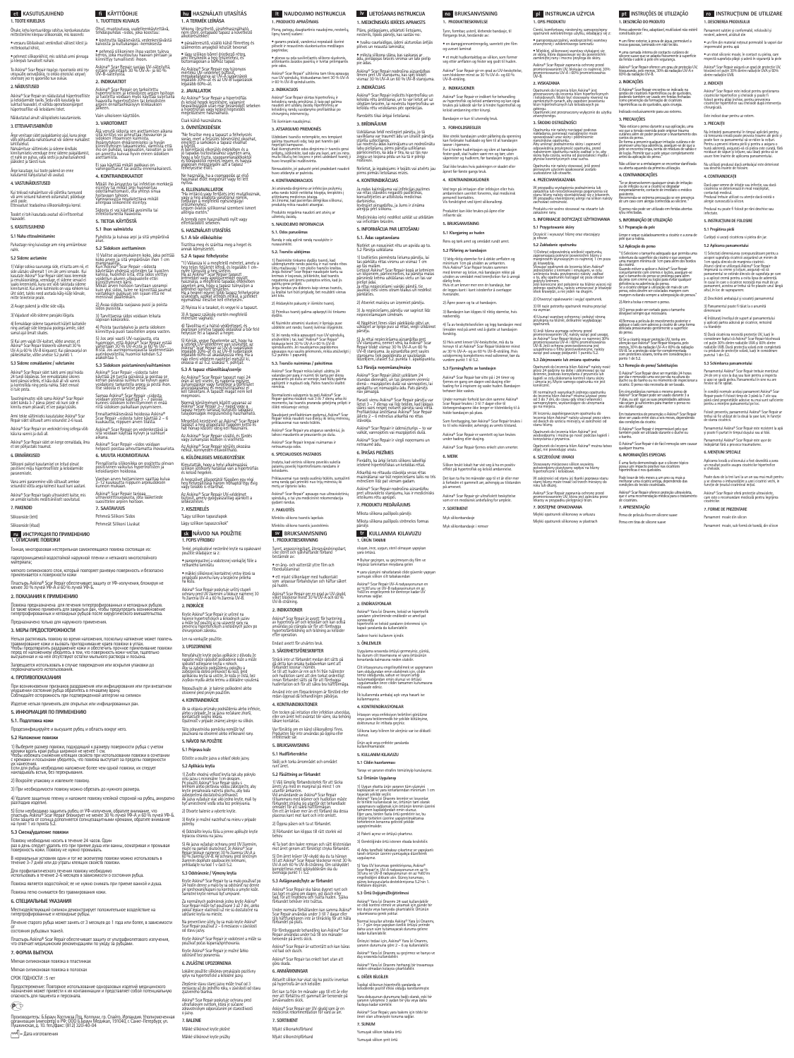# et KASUTUSJUHEND

## 1. TOOTE KIRJELDUS

Õhuke, kerka kontuuriga silikoon-kaitsekiusatusele mitmesise hengo tutkumiste osahoidmuse, mis koosneb:

- veeavu läbilaskvast veekindlast välisest kilest ja mitteallaldud kilest;
- pehmest silikoonkilist, mis sobitub armi pinnaga ja leepab turvaliselt nahale.

Tõ Askina® Scar Repair mugavu esemista arlile ja UV-ga (vegetu niit põe) on 360 ja nõuab nimetus.

## 2. NÄIDUSTUSED

Askina® Scar Repair on näidustatud hüpertrooflike ja keloidsete armide ravimiseks.

Näidustatud ainult välispidiseks kasutamiseks.

## 3. ETTEVAATUSABINÕUD

Ärge venitage sidet paigaldamise ajal.

## 4. VASTUNÄIDUSTUSED

Kui tekivad nahaärrituse või põletiku tunnused, lõpetage kasutamine.

Toodet ei tohi kasutada avatud või infitseeritud haavadel.

## 5. KASUTUSJUHEND

### 5.1 Naha ettevalmistamine

Puhastage ning kuivatage arm ning armiümbruse nahk.

### 5.2 Sideme asetamine

1) Valige sobiva suurusega side, et katta arm nii, et side ulatuks vähemalt 1 cm üle armi servade.

2) Avage pakend ja võtke side välja.

3) Vajadusel võib sideme parajaks lõigata.

4) Eemaldage sideme tagumiselt küljelt kaitsekile ning asetage side kleepuva poolega armile.

5) Kui arm vajab UV-kaitset, võtke arvesse, et Askina® Scar Repair blokeerib vähemalt 30% UV-A ja 60 % UV-B kiirgusest.

### 5.3 Sideme eemaldamine / vahetamine

Askina® Scar Repair sidet tuleb armil peal hoida 24 tundi ööpäevas.

Askina® Scar Repair on veekindel ning sellega võib käia ka vannis või duši all.

Askina® Scar Repair sidet on korge eemaldada.

## 6. ERIMÄRKUSED

Silikoon pakkel kasutamisel on kliinilist efekt positiivne mõju hüpertroofilistele ja keloidarmide parandamisel.

Askina® Scar Repair tagab ultraviolett kiiruse.

## 7. PAKENDID

Silikoonside (lehed)

Silikoonside (Rulood)

# fi KÄYTTÖOHJE

## 1. TUOTTEEN KUVAUS

Ohut, muotoutuva, uudelleenkäytettävä, tehdaspohjainen siteos.

## 2. INDIKAATIOT

Askina® Scar Repair on tarkoitettu hypertrofisten ja keloidisten arpien hoitoon.

Vain ulkoiseen käyttöön.

## 3. VAROTOIMET

Älä venytä sidosta sen asettamisen aikana.

## 4. KONTRAINDIKAATIOT

## 5. TIETOA KÄYTÖSTÄ

### 5.1 Ihon valmistelu

Puhdista ja kuivaa arpi ja sitä ympäröivä alue.

### 5.2 Sidoksen asettaminen

### 5.3 Sidoksen poistaminen/vaihtaminen

## 6. MUUTA HUOMIOITAVAA

## 7. SAATAVUUS

Pehmeä Silikoni Sidos

Pehmeät Silikoni Liuskat

# hu HASZNÁLATI UTASÍTÁS

## 1. A TERMÉK LEÍRÁSA

## 2. JAVALLATOK

## 3. ÓVINTÉZKEDÉSEK

## 4. ELLENJAVALLATOK

## 5. HASZNÁLATI UTASÍTÁS

### 5.1 A bőr előkészítése

### 5.2 A tapasz felhelyezése

### 5.3 A tapasz eltávolítása/cseréje

## 6. KÜLÖNLEGES MEGJEGYZÉSEK

## 7. KISZERELÉS

"Lágy szilikon tapaszlapok

"Lágy szilikon tapaszcsík"

# ru ИНСТРУКЦИЯ ПО ПРИМЕНЕНИЮ

## 1. ОПИСАНИЕ ПОВЯЗКИ

Тонкая, многоразовая нестерильная самоклеящаяся повязка состоящая из:

- паропроницаемой водостойкой наружной пленки и нетканого многослойного материала;
- мягкого силиконового слоя, который повторяет раневую поверхность и безопасно применяется к поверхности кожи.

Пластырь Askina® Scar Repair обеспечивает защиту от УФ-излучения, блокируя не менее 30 % лучей УФ-А и 60 % лучей УФ-Б.

## 2. ПОКАЗАНИЯ К ПРИМЕНЕНИЮ

Повязка предназначена для лечения гипертрофированных и келоидных рубцов.

Предназначено только для наружного применения.

## 3. МЕРЫ ПРЕДОСТОРОЖНОСТИ

## 4. ПРОТИВОПОКАЗАНИЯ

## 5. ИНФОРМАЦИЯ ПО ПРИМЕНЕНИЮ

### 5.1. Подготовка кожи

Продезинфицируйте и высушите рубец и область вокруг него.

### 5.2 Наложение повязки

### 5.3 Снятие/удаление повязки

## 6. СПЕЦИАЛЬНЫЕ УКАЗАНИЯ

## 7. ФОРМА ВЫПУСКА

Мягкая силиконовая повязка в пластинах

Мягкая силиконовая повязка в полосках

СРОК ГОДНОСТИ : 5 лет

# lt NAUDOJIMO INSTRUKCIJA

## 1. PRODUKTO APRAŠYMAS

## 2. INDIKACIJOS

## 3. ATSARGUMO PRIEMONĖS

## 4. KONTRAINDIKACIJOS

## 5. NAUDOJIMO INFORMACIJA

### 5.1. Odos paruošimas

### 5.2. Tvarsčio uždėjimas

### 5.3. Tvarsčio nuėmimas / pakeitimas

## 6. SPECIALIOSIOS PASTABOS

## 7. PAKUOTĖS

Minkšto silikono tvarsčio lapeliai

Minkšto silikono tvarsčio juostelės

# sk NÁVOD NA POUŽITIE

## 1. POPIS VÝROBKU

## 2. INDIKÁCIE

## 3. UPOZORNENIE

## 4. KONTRAINDIKÁCIE

## 5. NÁVOD NA POUŽITIE

### 5.1 Príprava kože

### 5.2 Aplikácia krytia

### 5.3 Odstránenie / Výmena krytia

## 6. ZVLÁŠTNE UPOZORNENIA

## 7. BALENIE

Mäkké silikónové krytie plošné

Mäkké silikónové krytie prúžky

# lv LIETOŠANAS INSTRUKCIJA

## 1. MEDICĪNISKĀS IERĪCES APRAKSTS

## 2. INDIKĀCIJAS

## 3. BRĪDINĀJUMI

## 4. KONTRINDIKĀCIJAS

## 5. INFORMĀCIJA PAR LIETOŠANU

### 5.1. Ādas sagatavošana

### 5.2. Pārsēja uzlikšana

### 5.3. Pārsēja noņemšana/maiņa

## 6. ĪPAŠAS PIEZĪMES

## 7. PRODUKTU PIEDĀVĀJUMS

Mīkstas silikona pašlīpošās pārsēja

Mīkstas silikona pašlīpošās strēmeles formas pārsējs

# sv BRUKSANVISNING

## 1. PRODUKTBESKRIVNING

## 2. INDIKATIONER

## 3. SÄKERHETSFÖRESKRIFTER

## 4. KONTRAINDIKATIONER

## 5. BRUKSANVISNING

### 5.1 Hudförberedelse

### 5.2 Påsättning av förbandet

### 5.3 Avlägsnande/byte av förbandet

## 6. ANMÄRKNINGAR

## 7. SORTIMENT

Mjukt silikonsårförband

Mjukt silikonstrippförband

# no BRUKSANVISNING

## 1. PRODUKTBESKRIVELSE

## 2. INDIKASJONER

## 3. FORHOLDSREGLER

## 4. KONTRAINDIKASJONER

## 5. BRUKSANVISNING

### 5.1 Klargjøring av huden

### 5.2 Påføring av bandasjen

### 5.3 Fjerning/bytte av bandasjen

## 6. MERK

## 7. SORTIMENT

Myk silikonbandasje

Myk silikonbandasje i remser

# tr KULLANMA KILAVUZU

## 1. ÜRÜN TANIMI

## 2. ENDİKASYONLAR

## 3. ÖNLEMLER

## 4. KONTRENDİKASYONLAR

## 5. KULLANIM KILAVUZU

### 5.1 Cildin hazırlanması

### 5.2 Örtünün Uygulanışı

### 5.3 Örtü Değişimi/Değiştirilmesi

## 6. ÖZEL BİLGİLER

## 7. SUNUM

Yumuşak silikon tabaka örtü

Yumuşak silikon şerit örtü

# pl INSTRUKCJA UŻYCIA

## 1. OPIS PRODUKTU

## 2. WSKAZANIA

## 3. ŚRODKI OSTROŻNOŚCI

## 4. PRZECIWWSKAZANIA

## 5. INFORMACJE DOTYCZĄCE UŻYTKOWANIA

### 5.1 Przygotowanie skóry

### 5.2 Zakładanie opatrunku

### 5.3 Zdejmowanie lub zmiana opatrunku

## 6. SZCZEGÓLNE UWAGI

## 7. DOSTĘPNE OPAKOWANIA

Miękki opatrunek silikonowy w arkuszu

Miękki opatrunek silikonowy w pasach

# pt INSTRUÇÕES DE UTILIZAÇÃO

## 1. DESCRIÇÃO DO PRODUTO

## 2. INDICAÇÕES

## 3. PRECAUÇÕES

## 4. CONTRA-INDICAÇÕES

## 5. INFORMAÇÃO DE UTILIZAÇÃO

### 5.1 Preparação da pele

### 5.2 Aplicação do penso

### 5.3 Remoção do penso/ Substituição

## 6. INFORMAÇÕES ESPECIAIS

## 7. APRESENTAÇÃO

Penso em folha fina em silicone suave

Penso em tiras de silicone suave

# ro INSTRUCȚIUNI DE UTILIZARE

## 1. DESCRIEREA PRODUSULUI

## 2. INDICAȚII

## 3. PRECAUȚII

## 4. CONTRAINDICAȚII

## 5. INSTRUCȚIUNI DE FOLOSIRE

### 5.1 Pregătirea pielii

### 5.2 Aplicarea pansamentului

### 5.3 Schimbarea pansamentului

## 6. MENȚIUNI SPECIALE

## 7. FORME DE PREZENTARE

Pansament moale din silicon

Pansament moale, sub formă de bandă, din silicon